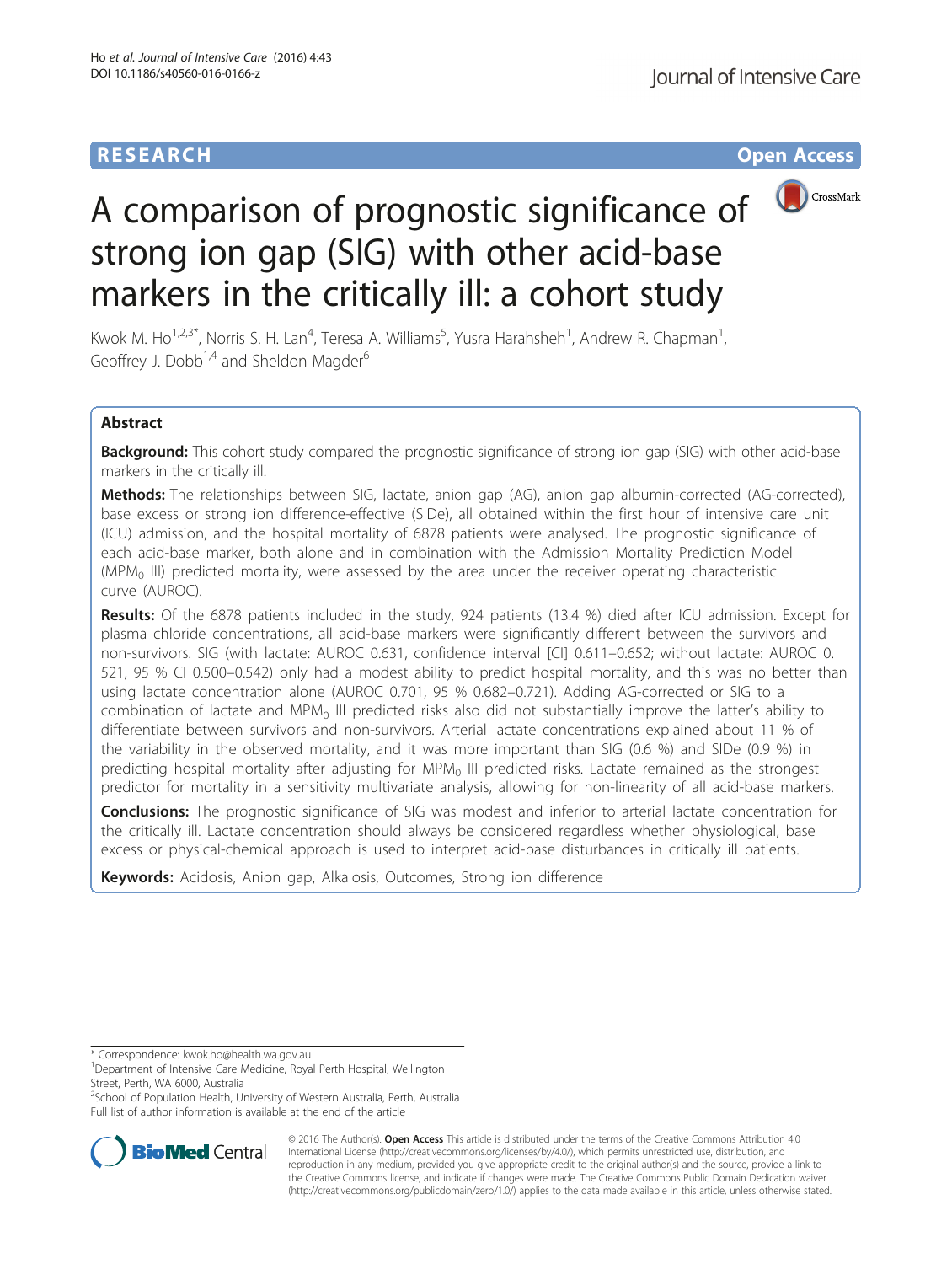RESEARCH Open Access

# A comparison of prognostic significance of strong ion gap (SIG) with other acid-base markers in the critically ill: a cohort study

Kwok M. Ho[1,2,3*], Norris S. H. Lan[4], Teresa A. Williams[5], Yusra Harahsheh[1], Andrew R. Chapman[1], Geoffrey J. Dobb[1,4] and Sheldon Magder[6]

## Abstract

**Background:** This cohort study compared the prognostic significance of strong ion gap (SIG) with other acid-base markers in the critically ill.

**Methods:** The relationships between SIG, lactate, anion gap (AG), anion gap albumin-corrected (AG-corrected), base excess or strong ion difference-effective (SIDe), all obtained within the first hour of intensive care unit (ICU) admission, and the hospital mortality of 6878 patients were analysed. The prognostic significance of each acid-base marker, both alone and in combination with the Admission Mortality Prediction Model ($MPM_0$ III) predicted mortality, were assessed by the area under the receiver operating characteristic curve (AUROC).

**Results:** Of the 6878 patients included in the study, 924 patients (13.4 %) died after ICU admission. Except for plasma chloride concentrations, all acid-base markers were significantly different between the survivors and non-survivors. SIG (with lactate: AUROC 0.631, confidence interval [CI] 0.611–0.652; without lactate: AUROC 0. 521, 95 % CI 0.500–0.542) only had a modest ability to predict hospital mortality, and this was no better than using lactate concentration alone (AUROC 0.701, 95 % 0.682–0.721). Adding AG-corrected or SIG to a combination of lactate and $MPM_0$ III predicted risks also did not substantially improve the latter's ability to differentiate between survivors and non-survivors. Arterial lactate concentrations explained about 11 % of the variability in the observed mortality, and it was more important than SIG (0.6 %) and SIDe (0.9 %) in predicting hospital mortality after adjusting for $MPM_0$ III predicted risks. Lactate remained as the strongest predictor for mortality in a sensitivity multivariate analysis, allowing for non-linearity of all acid-base markers.

**Conclusions:** The prognostic significance of SIG was modest and inferior to arterial lactate concentration for the critically ill. Lactate concentration should always be considered regardless whether physiological, base excess or physical-chemical approach is used to interpret acid-base disturbances in critically ill patients.

**Keywords:** Acidosis, Anion gap, Alkalosis, Outcomes, Strong ion difference

\* Correspondence: kwok.ho@health.wa.gov.au
[1]Department of Intensive Care Medicine, Royal Perth Hospital, Wellington Street, Perth, WA 6000, Australia
[2]School of Population Health, University of Western Australia, Perth, Australia
Full list of author information is available at the end of the article

© 2016 The Author(s). **Open Access** This article is distributed under the terms of the Creative Commons Attribution 4.0 International License (http://creativecommons.org/licenses/by/4.0/), which permits unrestricted use, distribution, and reproduction in any medium, provided you give appropriate credit to the original author(s) and the source, provide a link to the Creative Commons license, and indicate if changes were made. The Creative Commons Public Domain Dedication waiver (http://creativecommons.org/publicdomain/zero/1.0/) applies to the data made available in this article, unless otherwise stated.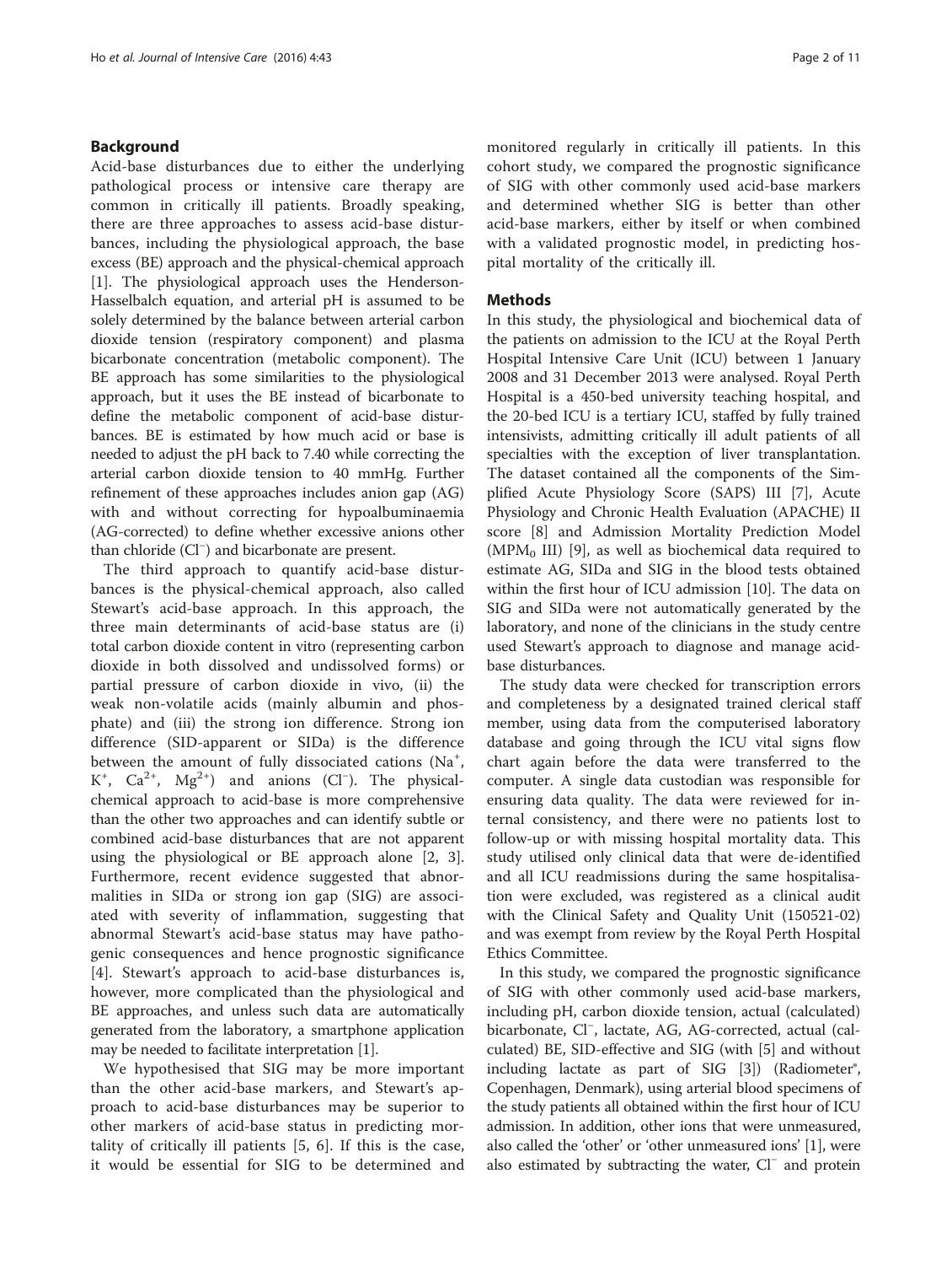## Background

Acid-base disturbances due to either the underlying pathological process or intensive care therapy are common in critically ill patients. Broadly speaking, there are three approaches to assess acid-base disturbances, including the physiological approach, the base excess (BE) approach and the physical-chemical approach [1]. The physiological approach uses the Henderson-Hasselbalch equation, and arterial pH is assumed to be solely determined by the balance between arterial carbon dioxide tension (respiratory component) and plasma bicarbonate concentration (metabolic component). The BE approach has some similarities to the physiological approach, but it uses the BE instead of bicarbonate to define the metabolic component of acid-base disturbances. BE is estimated by how much acid or base is needed to adjust the pH back to 7.40 while correcting the arterial carbon dioxide tension to 40 mmHg. Further refinement of these approaches includes anion gap (AG) with and without correcting for hypoalbuminaemia (AG-corrected) to define whether excessive anions other than chloride ($Cl^-$) and bicarbonate are present.

The third approach to quantify acid-base disturbances is the physical-chemical approach, also called Stewart's acid-base approach. In this approach, the three main determinants of acid-base status are (i) total carbon dioxide content in vitro (representing carbon dioxide in both dissolved and undissolved forms) or partial pressure of carbon dioxide in vivo, (ii) the weak non-volatile acids (mainly albumin and phosphate) and (iii) the strong ion difference. Strong ion difference (SID-apparent or SIDa) is the difference between the amount of fully dissociated cations ($Na^+$, $K^+$, $Ca^{2+}$, $Mg^{2+}$) and anions ($Cl^-$). The physical-chemical approach to acid-base is more comprehensive than the other two approaches and can identify subtle or combined acid-base disturbances that are not apparent using the physiological or BE approach alone [2, 3]. Furthermore, recent evidence suggested that abnormalities in SIDa or strong ion gap (SIG) are associated with severity of inflammation, suggesting that abnormal Stewart's acid-base status may have pathogenic consequences and hence prognostic significance [4]. Stewart's approach to acid-base disturbances is, however, more complicated than the physiological and BE approaches, and unless such data are automatically generated from the laboratory, a smartphone application may be needed to facilitate interpretation [1].

We hypothesised that SIG may be more important than the other acid-base markers, and Stewart's approach to acid-base disturbances may be superior to other markers of acid-base status in predicting mortality of critically ill patients [5, 6]. If this is the case, it would be essential for SIG to be determined and monitored regularly in critically ill patients. In this cohort study, we compared the prognostic significance of SIG with other commonly used acid-base markers and determined whether SIG is better than other acid-base markers, either by itself or when combined with a validated prognostic model, in predicting hospital mortality of the critically ill.

## Methods

In this study, the physiological and biochemical data of the patients on admission to the ICU at the Royal Perth Hospital Intensive Care Unit (ICU) between 1 January 2008 and 31 December 2013 were analysed. Royal Perth Hospital is a 450-bed university teaching hospital, and the 20-bed ICU is a tertiary ICU, staffed by fully trained intensivists, admitting critically ill adult patients of all specialties with the exception of liver transplantation. The dataset contained all the components of the Simplified Acute Physiology Score (SAPS) III [7], Acute Physiology and Chronic Health Evaluation (APACHE) II score [8] and Admission Mortality Prediction Model ($MPM_0$ III) [9], as well as biochemical data required to estimate AG, SIDa and SIG in the blood tests obtained within the first hour of ICU admission [10]. The data on SIG and SIDa were not automatically generated by the laboratory, and none of the clinicians in the study centre used Stewart's approach to diagnose and manage acid-base disturbances.

The study data were checked for transcription errors and completeness by a designated trained clerical staff member, using data from the computerised laboratory database and going through the ICU vital signs flow chart again before the data were transferred to the computer. A single data custodian was responsible for ensuring data quality. The data were reviewed for internal consistency, and there were no patients lost to follow-up or with missing hospital mortality data. This study utilised only clinical data that were de-identified and all ICU readmissions during the same hospitalisation were excluded, was registered as a clinical audit with the Clinical Safety and Quality Unit (150521-02) and was exempt from review by the Royal Perth Hospital Ethics Committee.

In this study, we compared the prognostic significance of SIG with other commonly used acid-base markers, including pH, carbon dioxide tension, actual (calculated) bicarbonate, $Cl^-$, lactate, AG, AG-corrected, actual (calculated) BE, SID-effective and SIG (with [5] and without including lactate as part of SIG [3]) (Radiometer®, Copenhagen, Denmark), using arterial blood specimens of the study patients all obtained within the first hour of ICU admission. In addition, other ions that were unmeasured, also called the 'other' or 'other unmeasured ions' [1], were also estimated by subtracting the water, $Cl^-$ and protein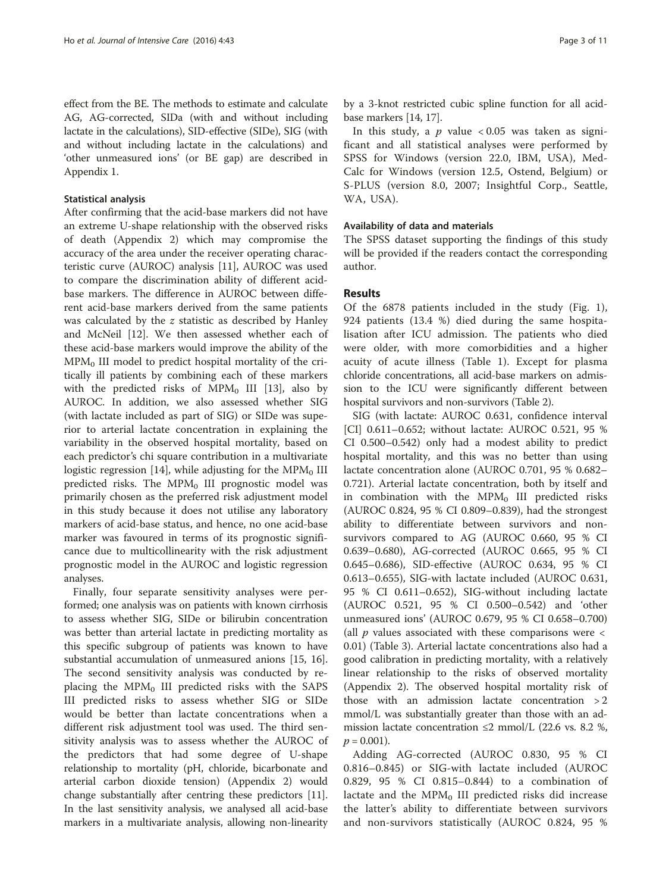effect from the BE. The methods to estimate and calculate AG, AG-corrected, SIDa (with and without including lactate in the calculations), SID-effective (SIDe), SIG (with and without including lactate in the calculations) and 'other unmeasured ions' (or BE gap) are described in Appendix 1.

### Statistical analysis

After confirming that the acid-base markers did not have an extreme U-shape relationship with the observed risks of death (Appendix 2) which may compromise the accuracy of the area under the receiver operating characteristic curve (AUROC) analysis [11], AUROC was used to compare the discrimination ability of different acid-base markers. The difference in AUROC between different acid-base markers derived from the same patients was calculated by the $z$ statistic as described by Hanley and McNeil [12]. We then assessed whether each of these acid-base markers would improve the ability of the $MPM_0$ III model to predict hospital mortality of the critically ill patients by combining each of these markers with the predicted risks of $MPM_0$ III [13], also by AUROC. In addition, we also assessed whether SIG (with lactate included as part of SIG) or SIDe was superior to arterial lactate concentration in explaining the variability in the observed hospital mortality, based on each predictor's chi square contribution in a multivariate logistic regression [14], while adjusting for the $MPM_0$ III predicted risks. The $MPM_0$ III prognostic model was primarily chosen as the preferred risk adjustment model in this study because it does not utilise any laboratory markers of acid-base status, and hence, no one acid-base marker was favoured in terms of its prognostic significance due to multicollinearity with the risk adjustment prognostic model in the AUROC and logistic regression analyses.

Finally, four separate sensitivity analyses were performed; one analysis was on patients with known cirrhosis to assess whether SIG, SIDe or bilirubin concentration was better than arterial lactate in predicting mortality as this specific subgroup of patients was known to have substantial accumulation of unmeasured anions [15, 16]. The second sensitivity analysis was conducted by replacing the $MPM_0$ III predicted risks with the SAPS III predicted risks to assess whether SIG or SIDe would be better than lactate concentrations when a different risk adjustment tool was used. The third sensitivity analysis was to assess whether the AUROC of the predictors that had some degree of U-shape relationship to mortality (pH, chloride, bicarbonate and arterial carbon dioxide tension) (Appendix 2) would change substantially after centring these predictors [11]. In the last sensitivity analysis, we analysed all acid-base markers in a multivariate analysis, allowing non-linearity by a 3-knot restricted cubic spline function for all acid-base markers [14, 17].

In this study, a $p$ value $< 0.05$ was taken as significant and all statistical analyses were performed by SPSS for Windows (version 22.0, IBM, USA), MedCalc for Windows (version 12.5, Ostend, Belgium) or S-PLUS (version 8.0, 2007; Insightful Corp., Seattle, WA, USA).

### Availability of data and materials

The SPSS dataset supporting the findings of this study will be provided if the readers contact the corresponding author.

## Results

Of the 6878 patients included in the study (Fig. 1), 924 patients (13.4 %) died during the same hospitalisation after ICU admission. The patients who died were older, with more comorbidities and a higher acuity of acute illness (Table 1). Except for plasma chloride concentrations, all acid-base markers on admission to the ICU were significantly different between hospital survivors and non-survivors (Table 2).

SIG (with lactate: AUROC 0.631, confidence interval [CI] 0.611–0.652; without lactate: AUROC 0.521, 95 % CI 0.500–0.542) only had a modest ability to predict hospital mortality, and this was no better than using lactate concentration alone (AUROC 0.701, 95 % 0.682–0.721). Arterial lactate concentration, both by itself and in combination with the $MPM_0$ III predicted risks (AUROC 0.824, 95 % CI 0.809–0.839), had the strongest ability to differentiate between survivors and non-survivors compared to AG (AUROC 0.660, 95 % CI 0.639–0.680), AG-corrected (AUROC 0.665, 95 % CI 0.645–0.686), SID-effective (AUROC 0.634, 95 % CI 0.613–0.655), SIG-with lactate included (AUROC 0.631, 95 % CI 0.611–0.652), SIG-without including lactate (AUROC 0.521, 95 % CI 0.500–0.542) and 'other unmeasured ions' (AUROC 0.679, 95 % CI 0.658–0.700) (all $p$ values associated with these comparisons were $<$ 0.01) (Table 3). Arterial lactate concentrations also had a good calibration in predicting mortality, with a relatively linear relationship to the risks of observed mortality (Appendix 2). The observed hospital mortality risk of those with an admission lactate concentration $> 2$ mmol/L was substantially greater than those with an admission lactate concentration ≤2 mmol/L (22.6 vs. 8.2 %, $p = 0.001$).

Adding AG-corrected (AUROC 0.830, 95 % CI 0.816–0.845) or SIG-with lactate included (AUROC 0.829, 95 % CI 0.815–0.844) to a combination of lactate and the $MPM_0$ III predicted risks did increase the latter's ability to differentiate between survivors and non-survivors statistically (AUROC 0.824, 95 %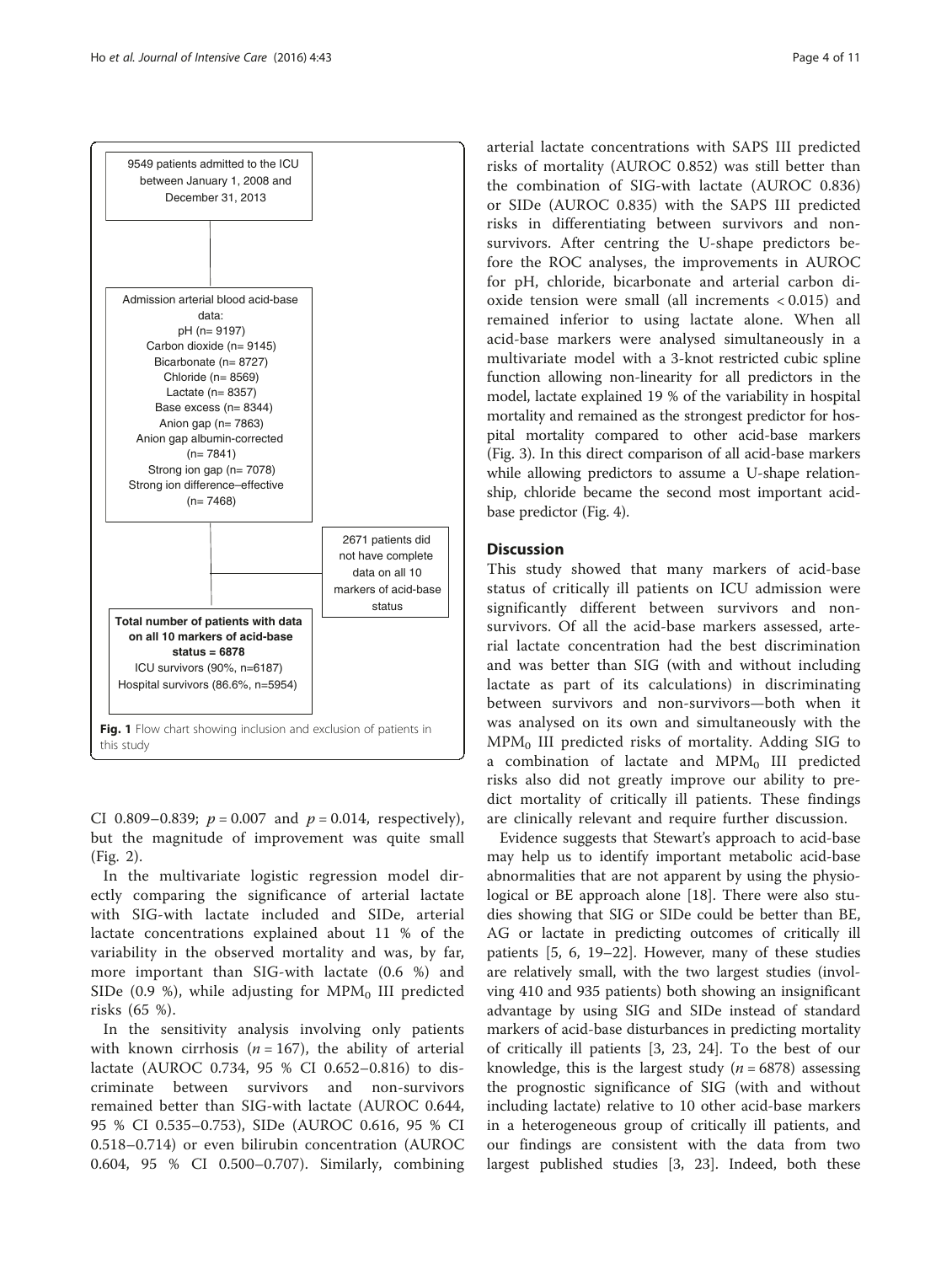9549 patients admitted to the ICU between January 1, 2008 and December 31, 2013

Admission arterial blood acid-base data:
pH (n= 9197)
Carbon dioxide (n= 9145)
Bicarbonate (n= 8727)
Chloride (n= 8569)
Lactate (n= 8357)
Base excess (n= 8344)
Anion gap (n= 7863)
Anion gap albumin-corrected (n= 7841)
Strong ion gap (n= 7078)
Strong ion difference–effective (n= 7468)

2671 patients did not have complete data on all 10 markers of acid-base status

**Total number of patients with data on all 10 markers of acid-base status = 6878**
ICU survivors (90%, n=6187)
Hospital survivors (86.6%, n=5954)

**Fig. 1** Flow chart showing inclusion and exclusion of patients in this study

CI 0.809–0.839; $p = 0.007$ and $p = 0.014$, respectively), but the magnitude of improvement was quite small (Fig. 2).

In the multivariate logistic regression model directly comparing the significance of arterial lactate with SIG-with lactate included and SIDe, arterial lactate concentrations explained about 11 % of the variability in the observed mortality and was, by far, more important than SIG-with lactate (0.6 %) and SIDe (0.9 %), while adjusting for $MPM_0$ III predicted risks (65 %).

In the sensitivity analysis involving only patients with known cirrhosis ($n = 167$), the ability of arterial lactate (AUROC 0.734, 95 % CI 0.652–0.816) to discriminate between survivors and non-survivors remained better than SIG-with lactate (AUROC 0.644, 95 % CI 0.535–0.753), SIDe (AUROC 0.616, 95 % CI 0.518–0.714) or even bilirubin concentration (AUROC 0.604, 95 % CI 0.500–0.707). Similarly, combining arterial lactate concentrations with SAPS III predicted risks of mortality (AUROC 0.852) was still better than the combination of SIG-with lactate (AUROC 0.836) or SIDe (AUROC 0.835) with the SAPS III predicted risks in differentiating between survivors and non-survivors. After centring the U-shape predictors before the ROC analyses, the improvements in AUROC for pH, chloride, bicarbonate and arterial carbon dioxide tension were small (all increments < 0.015) and remained inferior to using lactate alone. When all acid-base markers were analysed simultaneously in a multivariate model with a 3-knot restricted cubic spline function allowing non-linearity for all predictors in the model, lactate explained 19 % of the variability in hospital mortality and remained as the strongest predictor for hospital mortality compared to other acid-base markers (Fig. 3). In this direct comparison of all acid-base markers while allowing predictors to assume a U-shape relationship, chloride became the second most important acid-base predictor (Fig. 4).

## Discussion

This study showed that many markers of acid-base status of critically ill patients on ICU admission were significantly different between survivors and non-survivors. Of all the acid-base markers assessed, arterial lactate concentration had the best discrimination and was better than SIG (with and without including lactate as part of its calculations) in discriminating between survivors and non-survivors—both when it was analysed on its own and simultaneously with the $MPM_0$ III predicted risks of mortality. Adding SIG to a combination of lactate and $MPM_0$ III predicted risks also did not greatly improve our ability to predict mortality of critically ill patients. These findings are clinically relevant and require further discussion.

Evidence suggests that Stewart's approach to acid-base may help us to identify important metabolic acid-base abnormalities that are not apparent by using the physiological or BE approach alone [18]. There were also studies showing that SIG or SIDe could be better than BE, AG or lactate in predicting outcomes of critically ill patients [5, 6, 19–22]. However, many of these studies are relatively small, with the two largest studies (involving 410 and 935 patients) both showing an insignificant advantage by using SIG and SIDe instead of standard markers of acid-base disturbances in predicting mortality of critically ill patients [3, 23, 24]. To the best of our knowledge, this is the largest study ($n = 6878$) assessing the prognostic significance of SIG (with and without including lactate) relative to 10 other acid-base markers in a heterogeneous group of critically ill patients, and our findings are consistent with the data from two largest published studies [3, 23]. Indeed, both these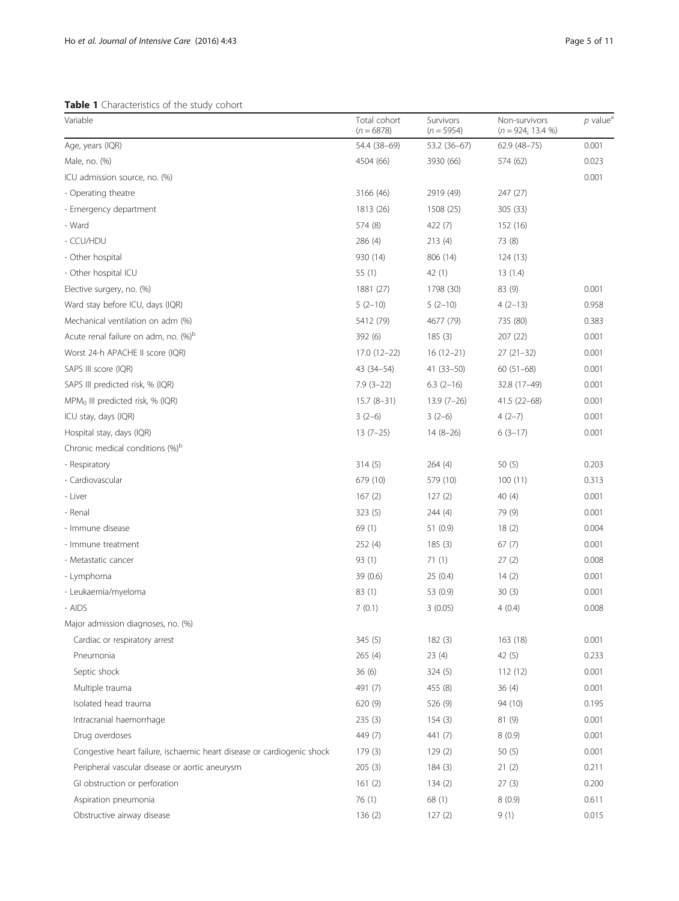**Table 1** Characteristics of the study cohort

| Variable | Total cohort ($n = 6878$) | Survivors ($n = 5954$) | Non-survivors ($n = 924$, 13.4 %) | $p$ value[a] |
|---|---|---|---|---|
| Age, years (IQR) | 54.4 (38–69) | 53.2 (36–67) | 62.9 (48–75) | 0.001 |
| Male, no. (%) | 4504 (66) | 3930 (66) | 574 (62) | 0.023 |
| ICU admission source, no. (%) | | | | 0.001 |
| - Operating theatre | 3166 (46) | 2919 (49) | 247 (27) | |
| - Emergency department | 1813 (26) | 1508 (25) | 305 (33) | |
| - Ward | 574 (8) | 422 (7) | 152 (16) | |
| - CCU/HDU | 286 (4) | 213 (4) | 73 (8) | |
| - Other hospital | 930 (14) | 806 (14) | 124 (13) | |
| - Other hospital ICU | 55 (1) | 42 (1) | 13 (1.4) | |
| Elective surgery, no. (%) | 1881 (27) | 1798 (30) | 83 (9) | 0.001 |
| Ward stay before ICU, days (IQR) | 5 (2–10) | 5 (2–10) | 4 (2–13) | 0.958 |
| Mechanical ventilation on adm (%) | 5412 (79) | 4677 (79) | 735 (80) | 0.383 |
| Acute renal failure on adm, no. (%)[b] | 392 (6) | 185 (3) | 207 (22) | 0.001 |
| Worst 24-h APACHE II score (IQR) | 17.0 (12–22) | 16 (12–21) | 27 (21–32) | 0.001 |
| SAPS III score (IQR) | 43 (34–54) | 41 (33–50) | 60 (51–68) | 0.001 |
| SAPS III predicted risk, % (IQR) | 7.9 (3–22) | 6.3 (2–16) | 32.8 (17–49) | 0.001 |
| $MPM_0$ III predicted risk, % (IQR) | 15.7 (8–31) | 13.9 (7–26) | 41.5 (22–68) | 0.001 |
| ICU stay, days (IQR) | 3 (2–6) | 3 (2–6) | 4 (2–7) | 0.001 |
| Hospital stay, days (IQR) | 13 (7–25) | 14 (8–26) | 6 (3–17) | 0.001 |
| Chronic medical conditions (%)[b] | | | | |
| - Respiratory | 314 (5) | 264 (4) | 50 (5) | 0.203 |
| - Cardiovascular | 679 (10) | 579 (10) | 100 (11) | 0.313 |
| - Liver | 167 (2) | 127 (2) | 40 (4) | 0.001 |
| - Renal | 323 (5) | 244 (4) | 79 (9) | 0.001 |
| - Immune disease | 69 (1) | 51 (0.9) | 18 (2) | 0.004 |
| - Immune treatment | 252 (4) | 185 (3) | 67 (7) | 0.001 |
| - Metastatic cancer | 93 (1) | 71 (1) | 27 (2) | 0.008 |
| - Lymphoma | 39 (0.6) | 25 (0.4) | 14 (2) | 0.001 |
| - Leukaemia/myeloma | 83 (1) | 53 (0.9) | 30 (3) | 0.001 |
| - AIDS | 7 (0.1) | 3 (0.05) | 4 (0.4) | 0.008 |
| Major admission diagnoses, no. (%) | | | | |
| Cardiac or respiratory arrest | 345 (5) | 182 (3) | 163 (18) | 0.001 |
| Pneumonia | 265 (4) | 23 (4) | 42 (5) | 0.233 |
| Septic shock | 36 (6) | 324 (5) | 112 (12) | 0.001 |
| Multiple trauma | 491 (7) | 455 (8) | 36 (4) | 0.001 |
| Isolated head trauma | 620 (9) | 526 (9) | 94 (10) | 0.195 |
| Intracranial haemorrhage | 235 (3) | 154 (3) | 81 (9) | 0.001 |
| Drug overdoses | 449 (7) | 441 (7) | 8 (0.9) | 0.001 |
| Congestive heart failure, ischaemic heart disease or cardiogenic shock | 179 (3) | 129 (2) | 50 (5) | 0.001 |
| Peripheral vascular disease or aortic aneurysm | 205 (3) | 184 (3) | 21 (2) | 0.211 |
| GI obstruction or perforation | 161 (2) | 134 (2) | 27 (3) | 0.200 |
| Aspiration pneumonia | 76 (1) | 68 (1) | 8 (0.9) | 0.611 |
| Obstructive airway disease | 136 (2) | 127 (2) | 9 (1) | 0.015 |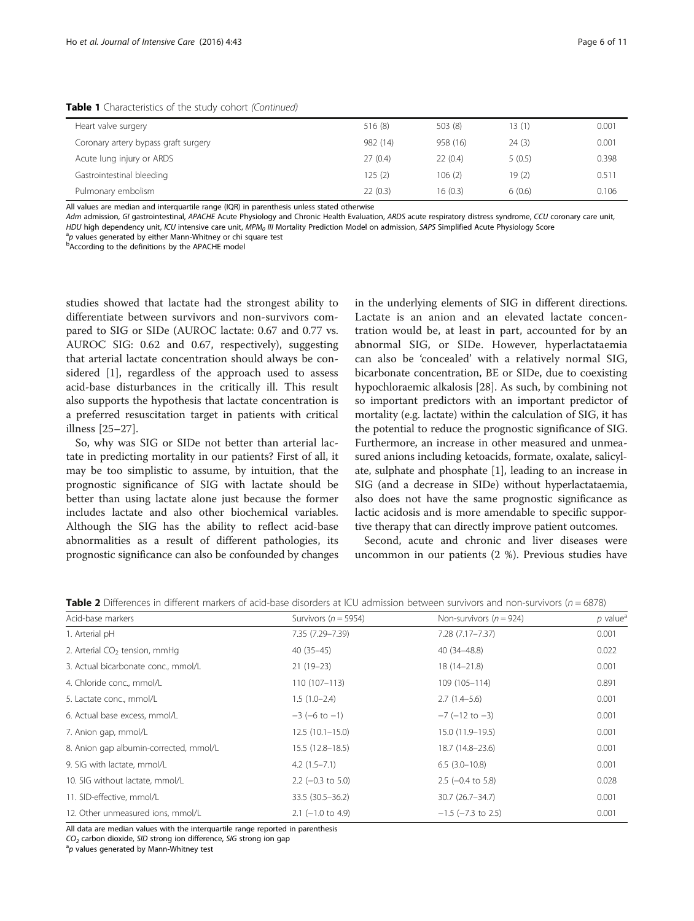**Table 1** Characteristics of the study cohort *(Continued)*

| | | | | |
|---|---|---|---|---|
| Heart valve surgery | 516 (8) | 503 (8) | 13 (1) | 0.001 |
| Coronary artery bypass graft surgery | 982 (14) | 958 (16) | 24 (3) | 0.001 |
| Acute lung injury or ARDS | 27 (0.4) | 22 (0.4) | 5 (0.5) | 0.398 |
| Gastrointestinal bleeding | 125 (2) | 106 (2) | 19 (2) | 0.511 |
| Pulmonary embolism | 22 (0.3) | 16 (0.3) | 6 (0.6) | 0.106 |

All values are median and interquartile range (IQR) in parenthesis unless stated otherwise

*Adm* admission, *GI* gastrointestinal, *APACHE* Acute Physiology and Chronic Health Evaluation, *ARDS* acute respiratory distress syndrome, *CCU* coronary care unit, *HDU* high dependency unit, *ICU* intensive care unit, *MPM$_0$ III* Mortality Prediction Model on admission, *SAPS* Simplified Acute Physiology Score

[a] *p* values generated by either Mann-Whitney or chi square test

[b] According to the definitions by the APACHE model

studies showed that lactate had the strongest ability to differentiate between survivors and non-survivors compared to SIG or SIDe (AUROC lactate: 0.67 and 0.77 vs. AUROC SIG: 0.62 and 0.67, respectively), suggesting that arterial lactate concentration should always be considered [1], regardless of the approach used to assess acid-base disturbances in the critically ill. This result also supports the hypothesis that lactate concentration is a preferred resuscitation target in patients with critical illness [25–27].

So, why was SIG or SIDe not better than arterial lactate in predicting mortality in our patients? First of all, it may be too simplistic to assume, by intuition, that the prognostic significance of SIG with lactate should be better than using lactate alone just because the former includes lactate and also other biochemical variables. Although the SIG has the ability to reflect acid-base abnormalities as a result of different pathologies, its prognostic significance can also be confounded by changes in the underlying elements of SIG in different directions. Lactate is an anion and an elevated lactate concentration would be, at least in part, accounted for by an abnormal SIG, or SIDe. However, hyperlactataemia can also be 'concealed' with a relatively normal SIG, bicarbonate concentration, BE or SIDe, due to coexisting hypochloraemic alkalosis [28]. As such, by combining not so important predictors with an important predictor of mortality (e.g. lactate) within the calculation of SIG, it has the potential to reduce the prognostic significance of SIG. Furthermore, an increase in other measured and unmeasured anions including ketoacids, formate, oxalate, salicylate, sulphate and phosphate [1], leading to an increase in SIG (and a decrease in SIDe) without hyperlactataemia, also does not have the same prognostic significance as lactic acidosis and is more amendable to specific supportive therapy that can directly improve patient outcomes.

Second, acute and chronic and liver diseases were uncommon in our patients (2 %). Previous studies have

**Table 2** Differences in different markers of acid-base disorders at ICU admission between survivors and non-survivors ($n = 6878$)

| Acid-base markers | Survivors ($n = 5954$) | Non-survivors ($n = 924$) | *p* value[a] |
|---|---|---|---|
| 1. Arterial pH | 7.35 (7.29–7.39) | 7.28 (7.17–7.37) | 0.001 |
| 2. Arterial $CO_2$ tension, mmHg | 40 (35–45) | 40 (34–48.8) | 0.022 |
| 3. Actual bicarbonate conc., mmol/L | 21 (19–23) | 18 (14–21.8) | 0.001 |
| 4. Chloride conc., mmol/L | 110 (107–113) | 109 (105–114) | 0.891 |
| 5. Lactate conc., mmol/L | 1.5 (1.0–2.4) | 2.7 (1.4–5.6) | 0.001 |
| 6. Actual base excess, mmol/L | −3 (−6 to −1) | −7 (−12 to −3) | 0.001 |
| 7. Anion gap, mmol/L | 12.5 (10.1–15.0) | 15.0 (11.9–19.5) | 0.001 |
| 8. Anion gap albumin-corrected, mmol/L | 15.5 (12.8–18.5) | 18.7 (14.8–23.6) | 0.001 |
| 9. SIG with lactate, mmol/L | 4.2 (1.5–7.1) | 6.5 (3.0–10.8) | 0.001 |
| 10. SIG without lactate, mmol/L | 2.2 (−0.3 to 5.0) | 2.5 (−0.4 to 5.8) | 0.028 |
| 11. SID-effective, mmol/L | 33.5 (30.5–36.2) | 30.7 (26.7–34.7) | 0.001 |
| 12. Other unmeasured ions, mmol/L | 2.1 (−1.0 to 4.9) | −1.5 (−7.3 to 2.5) | 0.001 |

All data are median values with the interquartile range reported in parenthesis

*$CO_2$* carbon dioxide, *SID* strong ion difference, *SIG* strong ion gap

[a] *p* values generated by Mann-Whitney test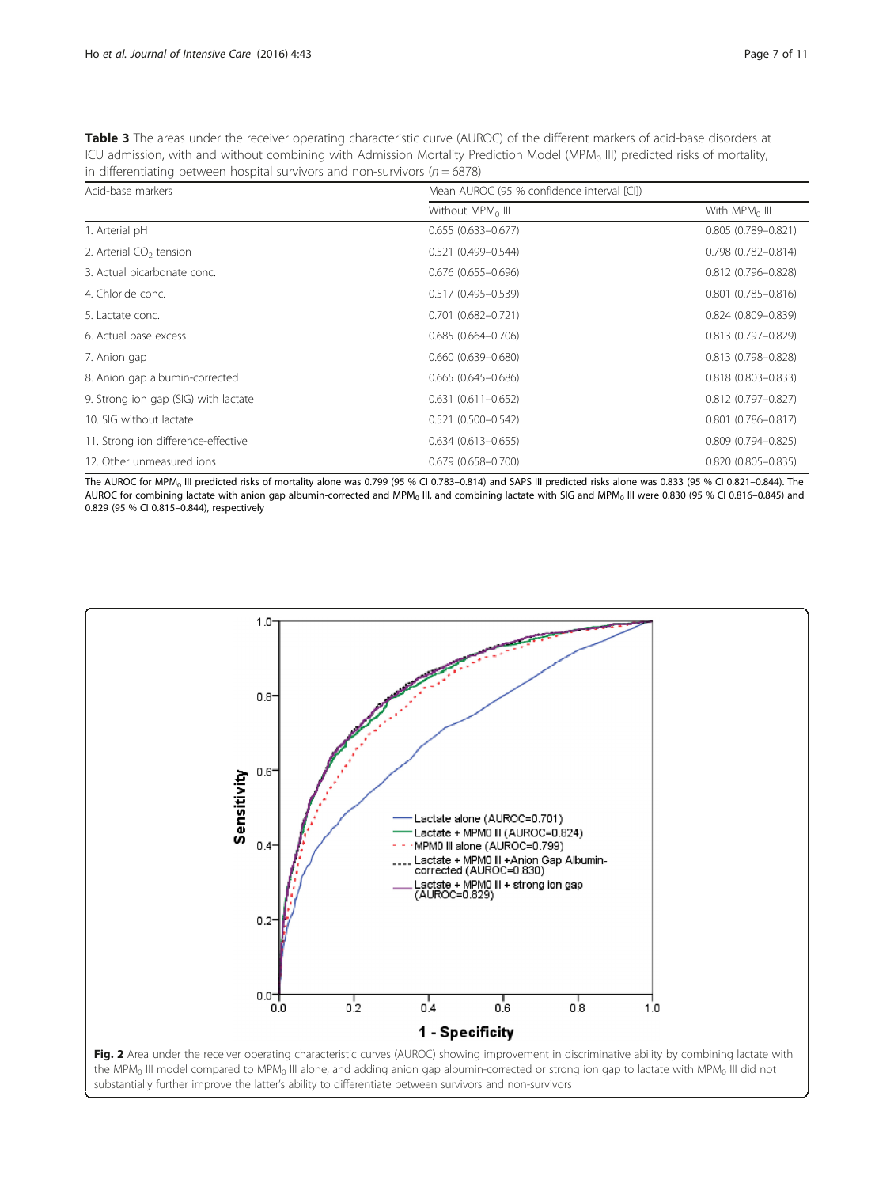**Table 3** The areas under the receiver operating characteristic curve (AUROC) of the different markers of acid-base disorders at ICU admission, with and without combining with Admission Mortality Prediction Model ($MPM_0$ III) predicted risks of mortality, in differentiating between hospital survivors and non-survivors ($n = 6878$)

| Acid-base markers | Mean AUROC (95 % confidence interval [CI]) | |
|---|---|---|
| | Without $MPM_0$ III | With $MPM_0$ III |
| 1. Arterial pH | 0.655 (0.633–0.677) | 0.805 (0.789–0.821) |
| 2. Arterial $CO_2$ tension | 0.521 (0.499–0.544) | 0.798 (0.782–0.814) |
| 3. Actual bicarbonate conc. | 0.676 (0.655–0.696) | 0.812 (0.796–0.828) |
| 4. Chloride conc. | 0.517 (0.495–0.539) | 0.801 (0.785–0.816) |
| 5. Lactate conc. | 0.701 (0.682–0.721) | 0.824 (0.809–0.839) |
| 6. Actual base excess | 0.685 (0.664–0.706) | 0.813 (0.797–0.829) |
| 7. Anion gap | 0.660 (0.639–0.680) | 0.813 (0.798–0.828) |
| 8. Anion gap albumin-corrected | 0.665 (0.645–0.686) | 0.818 (0.803–0.833) |
| 9. Strong ion gap (SIG) with lactate | 0.631 (0.611–0.652) | 0.812 (0.797–0.827) |
| 10. SIG without lactate | 0.521 (0.500–0.542) | 0.801 (0.786–0.817) |
| 11. Strong ion difference-effective | 0.634 (0.613–0.655) | 0.809 (0.794–0.825) |
| 12. Other unmeasured ions | 0.679 (0.658–0.700) | 0.820 (0.805–0.835) |

The AUROC for $MPM_0$ III predicted risks of mortality alone was 0.799 (95 % CI 0.783–0.814) and SAPS III predicted risks alone was 0.833 (95 % CI 0.821–0.844). The AUROC for combining lactate with anion gap albumin-corrected and $MPM_0$ III, and combining lactate with SIG and $MPM_0$ III were 0.830 (95 % CI 0.816–0.845) and 0.829 (95 % CI 0.815–0.844), respectively

**Fig. 2** Area under the receiver operating characteristic curves (AUROC) showing improvement in discriminative ability by combining lactate with the $MPM_0$ III model compared to $MPM_0$ III alone, and adding anion gap albumin-corrected or strong ion gap to lactate with $MPM_0$ III did not substantially further improve the latter's ability to differentiate between survivors and non-survivors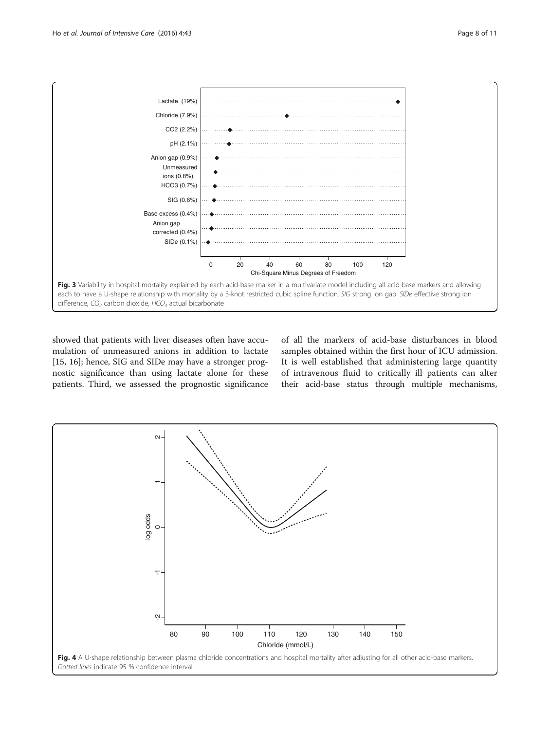Fig. 3 Variability in hospital mortality explained by each acid-base marker in a multivariate model including all acid-base markers and allowing each to have a U-shape relationship with mortality by a 3-knot restricted cubic spline function. *SIG* strong ion gap. *SIDe* effective strong ion difference, $CO_2$ carbon dioxide, $HCO_3$ actual bicarbonate

showed that patients with liver diseases often have accumulation of unmeasured anions in addition to lactate [15, 16]; hence, SIG and SIDe may have a stronger prognostic significance than using lactate alone for these patients. Third, we assessed the prognostic significance of all the markers of acid-base disturbances in blood samples obtained within the first hour of ICU admission. It is well established that administering large quantity of intravenous fluid to critically ill patients can alter their acid-base status through multiple mechanisms,

Fig. 4 A U-shape relationship between plasma chloride concentrations and hospital mortality after adjusting for all other acid-base markers. *Dotted lines* indicate 95 % confidence interval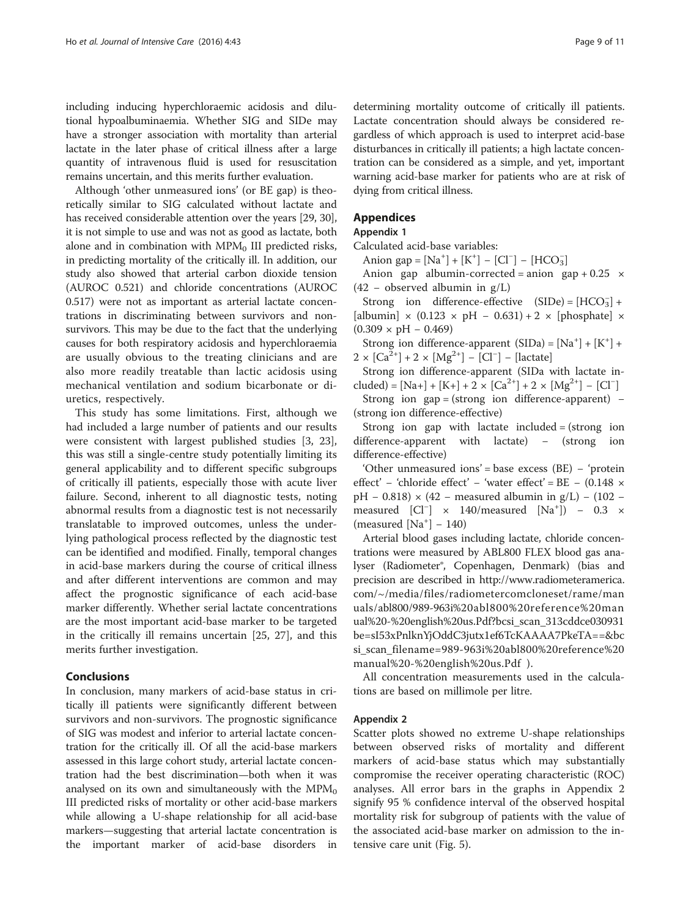including inducing hyperchloraemic acidosis and dilutional hypoalbuminaemia. Whether SIG and SIDe may have a stronger association with mortality than arterial lactate in the later phase of critical illness after a large quantity of intravenous fluid is used for resuscitation remains uncertain, and this merits further evaluation.

Although 'other unmeasured ions' (or BE gap) is theoretically similar to SIG calculated without lactate and has received considerable attention over the years [29, 30], it is not simple to use and was not as good as lactate, both alone and in combination with $MPM_0$ III predicted risks, in predicting mortality of the critically ill. In addition, our study also showed that arterial carbon dioxide tension (AUROC 0.521) and chloride concentrations (AUROC 0.517) were not as important as arterial lactate concentrations in discriminating between survivors and non-survivors. This may be due to the fact that the underlying causes for both respiratory acidosis and hyperchloraemia are usually obvious to the treating clinicians and are also more readily treatable than lactic acidosis using mechanical ventilation and sodium bicarbonate or diuretics, respectively.

This study has some limitations. First, although we had included a large number of patients and our results were consistent with largest published studies [3, 23], this was still a single-centre study potentially limiting its general applicability and to different specific subgroups of critically ill patients, especially those with acute liver failure. Second, inherent to all diagnostic tests, noting abnormal results from a diagnostic test is not necessarily translatable to improved outcomes, unless the underlying pathological process reflected by the diagnostic test can be identified and modified. Finally, temporal changes in acid-base markers during the course of critical illness and after different interventions are common and may affect the prognostic significance of each acid-base marker differently. Whether serial lactate concentrations are the most important acid-base marker to be targeted in the critically ill remains uncertain [25, 27], and this merits further investigation.

## Conclusions

In conclusion, many markers of acid-base status in critically ill patients were significantly different between survivors and non-survivors. The prognostic significance of SIG was modest and inferior to arterial lactate concentration for the critically ill. Of all the acid-base markers assessed in this large cohort study, arterial lactate concentration had the best discrimination—both when it was analysed on its own and simultaneously with the $MPM_0$ III predicted risks of mortality or other acid-base markers while allowing a U-shape relationship for all acid-base markers—suggesting that arterial lactate concentration is the important marker of acid-base disorders in determining mortality outcome of critically ill patients. Lactate concentration should always be considered regardless of which approach is used to interpret acid-base disturbances in critically ill patients; a high lactate concentration can be considered as a simple, and yet, important warning acid-base marker for patients who are at risk of dying from critical illness.

## Appendices

### Appendix 1

Calculated acid-base variables:

Anion gap = $[Na^+] + [K^+] - [Cl^-] - [HCO_3^-]$

Anion gap albumin-corrected = anion gap + 0.25 × (42 − observed albumin in g/L)

Strong ion difference-effective (SIDe) = $[HCO_3^-]$ + [albumin] × (0.123 × pH − 0.631) + 2 × [phosphate] × (0.309 × pH − 0.469)

Strong ion difference-apparent (SIDa) = $[Na^+] + [K^+] + 2 \times [Ca^{2+}] + 2 \times [Mg^{2+}] - [Cl^-]$ − [lactate]

Strong ion difference-apparent (SIDa with lactate included) = $[Na+] + [K+] + 2 \times [Ca^{2+}] + 2 \times [Mg^{2+}] - [Cl^-]$

Strong ion gap = (strong ion difference-apparent) − (strong ion difference-effective)

Strong ion gap with lactate included = (strong ion difference-apparent with lactate) − (strong ion difference-effective)

'Other unmeasured ions' = base excess (BE) − 'protein effect' − 'chloride effect' − 'water effect' = BE − (0.148 × pH − 0.818) × (42 − measured albumin in g/L) − (102 − measured $[Cl^-]$ × 140/measured $[Na^+]$) − 0.3 × (measured $[Na^+]$ − 140)

Arterial blood gases including lactate, chloride concentrations were measured by ABL800 FLEX blood gas analyser (Radiometer®, Copenhagen, Denmark) (bias and precision are described in http://www.radiometeramerica.com/~/media/files/radiometercomcloneset/rame/manuals/abl800/989-963i%20abl800%20reference%20manual%20-%20english%20us.Pdf?bcsi_scan_313cddce030931be=sI53xPnlknYjOddC3jutx1ef6TcKAAAA7PkeTA==&bcsi_scan_filename=989-963i%20abl800%20reference%20manual%20-%20english%20us.Pdf ).

All concentration measurements used in the calculations are based on millimole per litre.

### Appendix 2

Scatter plots showed no extreme U-shape relationships between observed risks of mortality and different markers of acid-base status which may substantially compromise the receiver operating characteristic (ROC) analyses. All error bars in the graphs in Appendix 2 signify 95 % confidence interval of the observed hospital mortality risk for subgroup of patients with the value of the associated acid-base marker on admission to the intensive care unit (Fig. 5).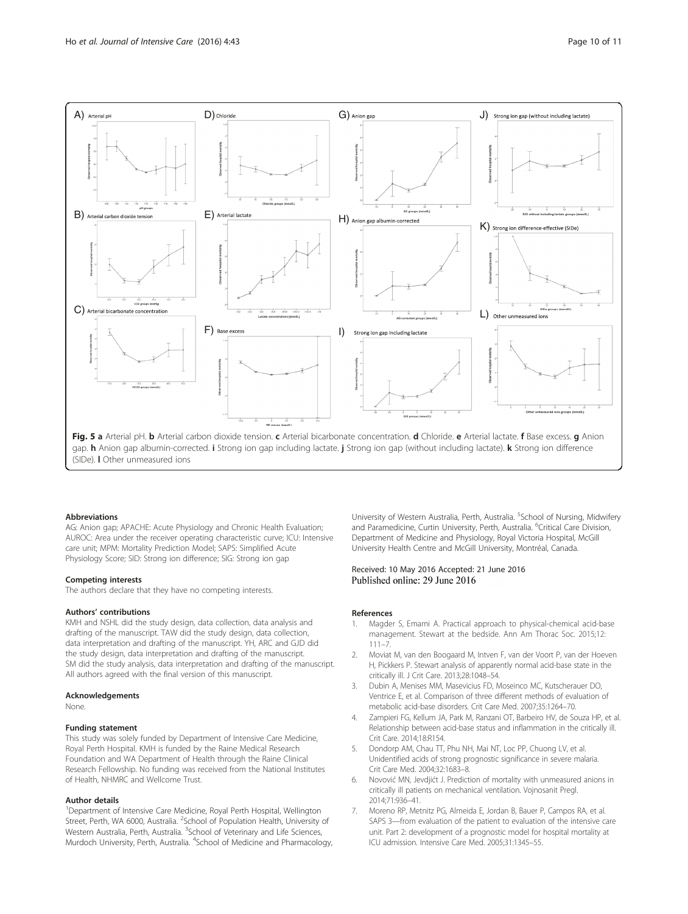**Fig. 5 a** Arterial pH. **b** Arterial carbon dioxide tension. **c** Arterial bicarbonate concentration. **d** Chloride. **e** Arterial lactate. **f** Base excess. **g** Anion gap. **h** Anion gap albumin-corrected. **i** Strong ion gap including lactate. **j** Strong ion gap (without including lactate). **k** Strong ion difference (SIDe). **l** Other unmeasured ions

## Abbreviations

AG: Anion gap; APACHE: Acute Physiology and Chronic Health Evaluation; AUROC: Area under the receiver operating characteristic curve; ICU: Intensive care unit; MPM: Mortality Prediction Model; SAPS: Simplified Acute Physiology Score; SID: Strong ion difference; SIG: Strong ion gap

## Competing interests

The authors declare that they have no competing interests.

## Authors' contributions

KMH and NSHL did the study design, data collection, data analysis and drafting of the manuscript. TAW did the study design, data collection, data interpretation and drafting of the manuscript. YH, ARC and GJD did the study design, data interpretation and drafting of the manuscript. SM did the study analysis, data interpretation and drafting of the manuscript. All authors agreed with the final version of this manuscript.

## Acknowledgements

None.

## Funding statement

This study was solely funded by Department of Intensive Care Medicine, Royal Perth Hospital. KMH is funded by the Raine Medical Research Foundation and WA Department of Health through the Raine Clinical Research Fellowship. No funding was received from the National Institutes of Health, NHMRC and Wellcome Trust.

## Author details

[1]Department of Intensive Care Medicine, Royal Perth Hospital, Wellington Street, Perth, WA 6000, Australia. [2]School of Population Health, University of Western Australia, Perth, Australia. [3]School of Veterinary and Life Sciences, Murdoch University, Perth, Australia. [4]School of Medicine and Pharmacology, University of Western Australia, Perth, Australia. [5]School of Nursing, Midwifery and Paramedicine, Curtin University, Perth, Australia. [6]Critical Care Division, Department of Medicine and Physiology, Royal Victoria Hospital, McGill University Health Centre and McGill University, Montréal, Canada.

Received: 10 May 2016 Accepted: 21 June 2016
Published online: 29 June 2016

## References

1. Magder S, Emami A. Practical approach to physical-chemical acid-base management. Stewart at the bedside. Ann Am Thorac Soc. 2015;12:111–7.
2. Moviat M, van den Boogaard M, Intven F, van der Voort P, van der Hoeven H, Pickkers P. Stewart analysis of apparently normal acid-base state in the critically ill. J Crit Care. 2013;28:1048–54.
3. Dubin A, Menises MM, Masevicius FD, Moseinco MC, Kutscherauer DO, Ventrice E, et al. Comparison of three different methods of evaluation of metabolic acid-base disorders. Crit Care Med. 2007;35:1264–70.
4. Zampieri FG, Kellum JA, Park M, Ranzani OT, Barbeiro HV, de Souza HP, et al. Relationship between acid-base status and inflammation in the critically ill. Crit Care. 2014;18:R154.
5. Dondorp AM, Chau TT, Phu NH, Mai NT, Loc PP, Chuong LV, et al. Unidentified acids of strong prognostic significance in severe malaria. Crit Care Med. 2004;32:1683–8.
6. Novović MN, Jevdjić J. Prediction of mortality with unmeasured anions in critically ill patients on mechanical ventilation. Vojnosanit Pregl. 2014;71:936–41.
7. Moreno RP, Metnitz PG, Almeida E, Jordan B, Bauer P, Campos RA, et al. SAPS 3—from evaluation of the patient to evaluation of the intensive care unit. Part 2: development of a prognostic model for hospital mortality at ICU admission. Intensive Care Med. 2005;31:1345–55.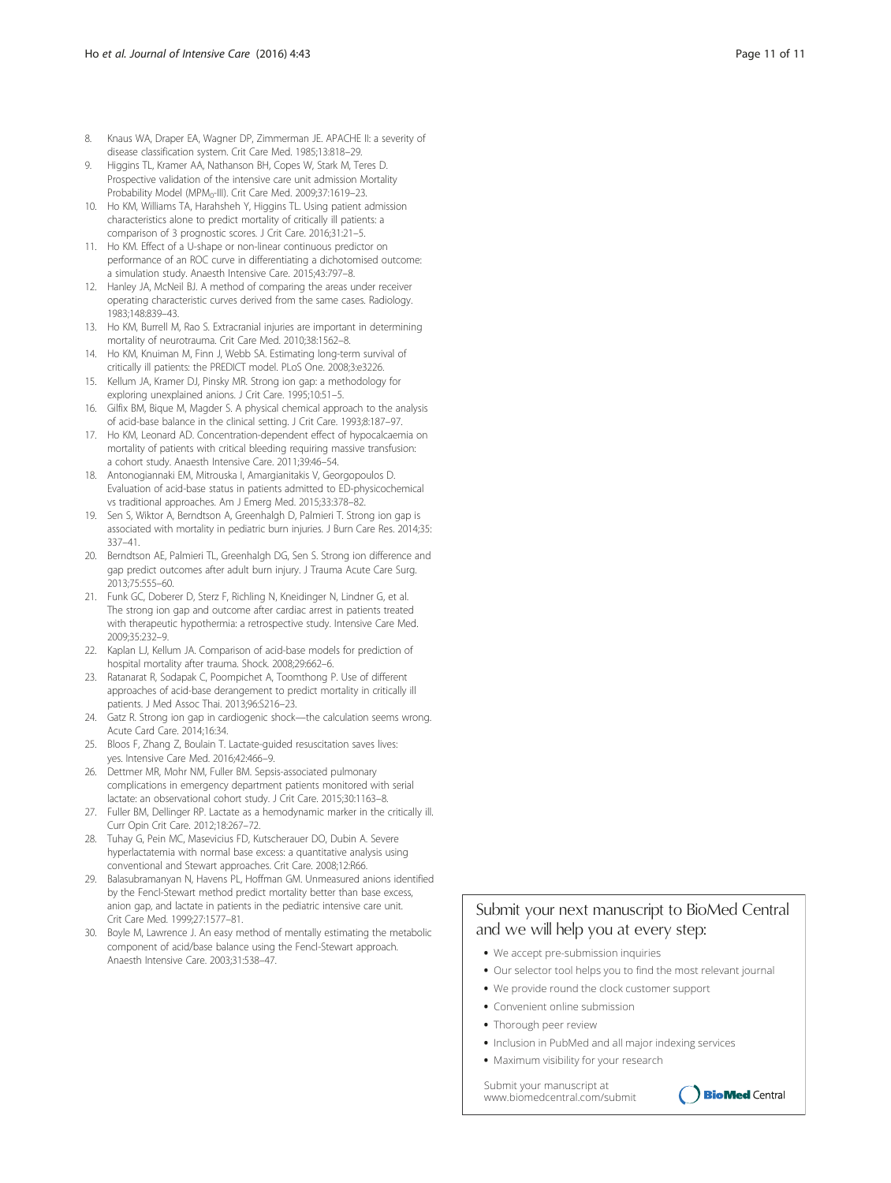8. Knaus WA, Draper EA, Wagner DP, Zimmerman JE. APACHE II: a severity of disease classification system. Crit Care Med. 1985;13:818–29.
9. Higgins TL, Kramer AA, Nathanson BH, Copes W, Stark M, Teres D. Prospective validation of the intensive care unit admission Mortality Probability Model ($MPM_0$-III). Crit Care Med. 2009;37:1619–23.
10. Ho KM, Williams TA, Harahsheh Y, Higgins TL. Using patient admission characteristics alone to predict mortality of critically ill patients: a comparison of 3 prognostic scores. J Crit Care. 2016;31:21–5.
11. Ho KM. Effect of a U-shape or non-linear continuous predictor on performance of an ROC curve in differentiating a dichotomised outcome: a simulation study. Anaesth Intensive Care. 2015;43:797–8.
12. Hanley JA, McNeil BJ. A method of comparing the areas under receiver operating characteristic curves derived from the same cases. Radiology. 1983;148:839–43.
13. Ho KM, Burrell M, Rao S. Extracranial injuries are important in determining mortality of neurotrauma. Crit Care Med. 2010;38:1562–8.
14. Ho KM, Knuiman M, Finn J, Webb SA. Estimating long-term survival of critically ill patients: the PREDICT model. PLoS One. 2008;3:e3226.
15. Kellum JA, Kramer DJ, Pinsky MR. Strong ion gap: a methodology for exploring unexplained anions. J Crit Care. 1995;10:51–5.
16. Gilfix BM, Bique M, Magder S. A physical chemical approach to the analysis of acid-base balance in the clinical setting. J Crit Care. 1993;8:187–97.
17. Ho KM, Leonard AD. Concentration-dependent effect of hypocalcaemia on mortality of patients with critical bleeding requiring massive transfusion: a cohort study. Anaesth Intensive Care. 2011;39:46–54.
18. Antonogiannaki EM, Mitrouska I, Amargianitakis V, Georgopoulos D. Evaluation of acid-base status in patients admitted to ED-physicochemical vs traditional approaches. Am J Emerg Med. 2015;33:378–82.
19. Sen S, Wiktor A, Berndtson A, Greenhalgh D, Palmieri T. Strong ion gap is associated with mortality in pediatric burn injuries. J Burn Care Res. 2014;35:337–41.
20. Berndtson AE, Palmieri TL, Greenhalgh DG, Sen S. Strong ion difference and gap predict outcomes after adult burn injury. J Trauma Acute Care Surg. 2013;75:555–60.
21. Funk GC, Doberer D, Sterz F, Richling N, Kneidinger N, Lindner G, et al. The strong ion gap and outcome after cardiac arrest in patients treated with therapeutic hypothermia: a retrospective study. Intensive Care Med. 2009;35:232–9.
22. Kaplan LJ, Kellum JA. Comparison of acid-base models for prediction of hospital mortality after trauma. Shock. 2008;29:662–6.
23. Ratanarat R, Sodapak C, Poompichet A, Toomthong P. Use of different approaches of acid-base derangement to predict mortality in critically ill patients. J Med Assoc Thai. 2013;96:S216–23.
24. Gatz R. Strong ion gap in cardiogenic shock—the calculation seems wrong. Acute Card Care. 2014;16:34.
25. Bloos F, Zhang Z, Boulain T. Lactate-guided resuscitation saves lives: yes. Intensive Care Med. 2016;42:466–9.
26. Dettmer MR, Mohr NM, Fuller BM. Sepsis-associated pulmonary complications in emergency department patients monitored with serial lactate: an observational cohort study. J Crit Care. 2015;30:1163–8.
27. Fuller BM, Dellinger RP. Lactate as a hemodynamic marker in the critically ill. Curr Opin Crit Care. 2012;18:267–72.
28. Tuhay G, Pein MC, Masevicius FD, Kutscherauer DO, Dubin A. Severe hyperlactatemia with normal base excess: a quantitative analysis using conventional and Stewart approaches. Crit Care. 2008;12:R66.
29. Balasubramanyan N, Havens PL, Hoffman GM. Unmeasured anions identified by the Fencl-Stewart method predict mortality better than base excess, anion gap, and lactate in patients in the pediatric intensive care unit. Crit Care Med. 1999;27:1577–81.
30. Boyle M, Lawrence J. An easy method of mentally estimating the metabolic component of acid/base balance using the Fencl-Stewart approach. Anaesth Intensive Care. 2003;31:538–47.

Submit your next manuscript to BioMed Central and we will help you at every step:

- We accept pre-submission inquiries
- Our selector tool helps you to find the most relevant journal
- We provide round the clock customer support
- Convenient online submission
- Thorough peer review
- Inclusion in PubMed and all major indexing services
- Maximum visibility for your research

Submit your manuscript at www.biomedcentral.com/submit

BioMed Central